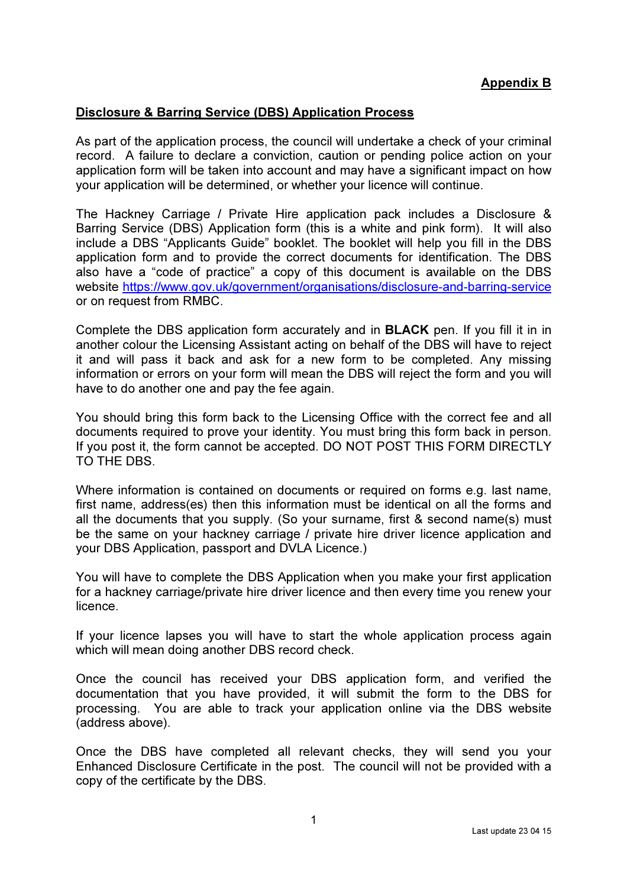**Appendix B**

## Disclosure & Barring Service (DBS) Application Process

As part of the application process, the council will undertake a check of your criminal record. A failure to declare a conviction, caution or pending police action on your application form will be taken into account and may have a significant impact on how your application will be determined, or whether your licence will continue.

The Hackney Carriage / Private Hire application pack includes a Disclosure & Barring Service (DBS) Application form (this is a white and pink form). It will also include a DBS "Applicants Guide" booklet. The booklet will help you fill in the DBS application form and to provide the correct documents for identification. The DBS also have a "code of practice" a copy of this document is available on the DBS website https://www.gov.uk/government/organisations/disclosure-and-barring-service or on request from RMBC.

Complete the DBS application form accurately and in **BLACK** pen. If you fill it in in another colour the Licensing Assistant acting on behalf of the DBS will have to reject it and will pass it back and ask for a new form to be completed. Any missing information or errors on your form will mean the DBS will reject the form and you will have to do another one and pay the fee again.

You should bring this form back to the Licensing Office with the correct fee and all documents required to prove your identity. You must bring this form back in person. If you post it, the form cannot be accepted. DO NOT POST THIS FORM DIRECTLY TO THE DBS.

Where information is contained on documents or required on forms e.g. last name, first name, address(es) then this information must be identical on all the forms and all the documents that you supply. (So your surname, first & second name(s) must be the same on your hackney carriage / private hire driver licence application and your DBS Application, passport and DVLA Licence.)

You will have to complete the DBS Application when you make your first application for a hackney carriage/private hire driver licence and then every time you renew your licence.

If your licence lapses you will have to start the whole application process again which will mean doing another DBS record check.

Once the council has received your DBS application form, and verified the documentation that you have provided, it will submit the form to the DBS for processing. You are able to track your application online via the DBS website (address above).

Once the DBS have completed all relevant checks, they will send you your Enhanced Disclosure Certificate in the post. The council will not be provided with a copy of the certificate by the DBS.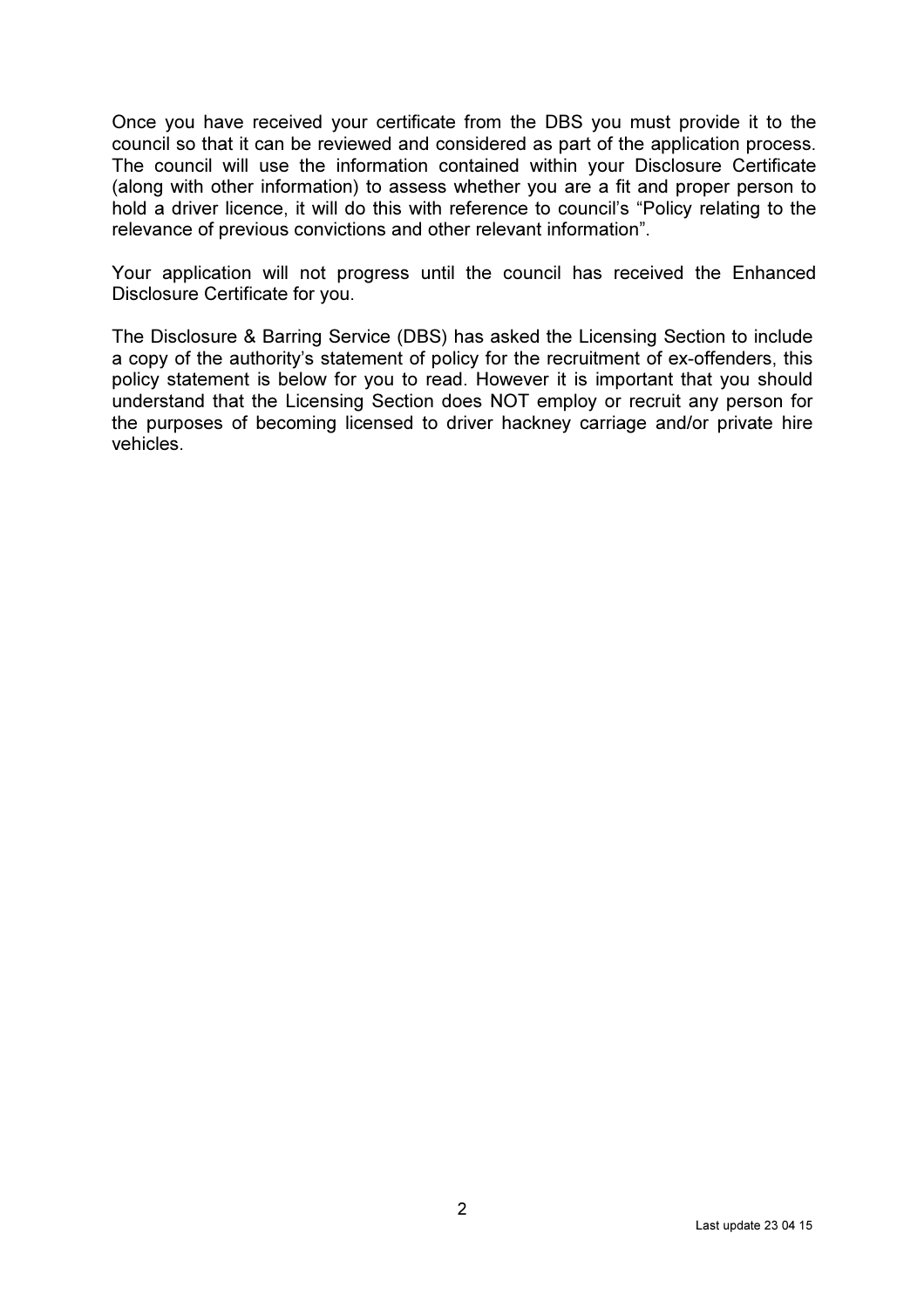Once you have received your certificate from the DBS you must provide it to the council so that it can be reviewed and considered as part of the application process. The council will use the information contained within your Disclosure Certificate (along with other information) to assess whether you are a fit and proper person to hold a driver licence, it will do this with reference to council's "Policy relating to the relevance of previous convictions and other relevant information".

Your application will not progress until the council has received the Enhanced Disclosure Certificate for you.

The Disclosure & Barring Service (DBS) has asked the Licensing Section to include a copy of the authority's statement of policy for the recruitment of ex-offenders, this policy statement is below for you to read. However it is important that you should understand that the Licensing Section does NOT employ or recruit any person for the purposes of becoming licensed to driver hackney carriage and/or private hire vehicles.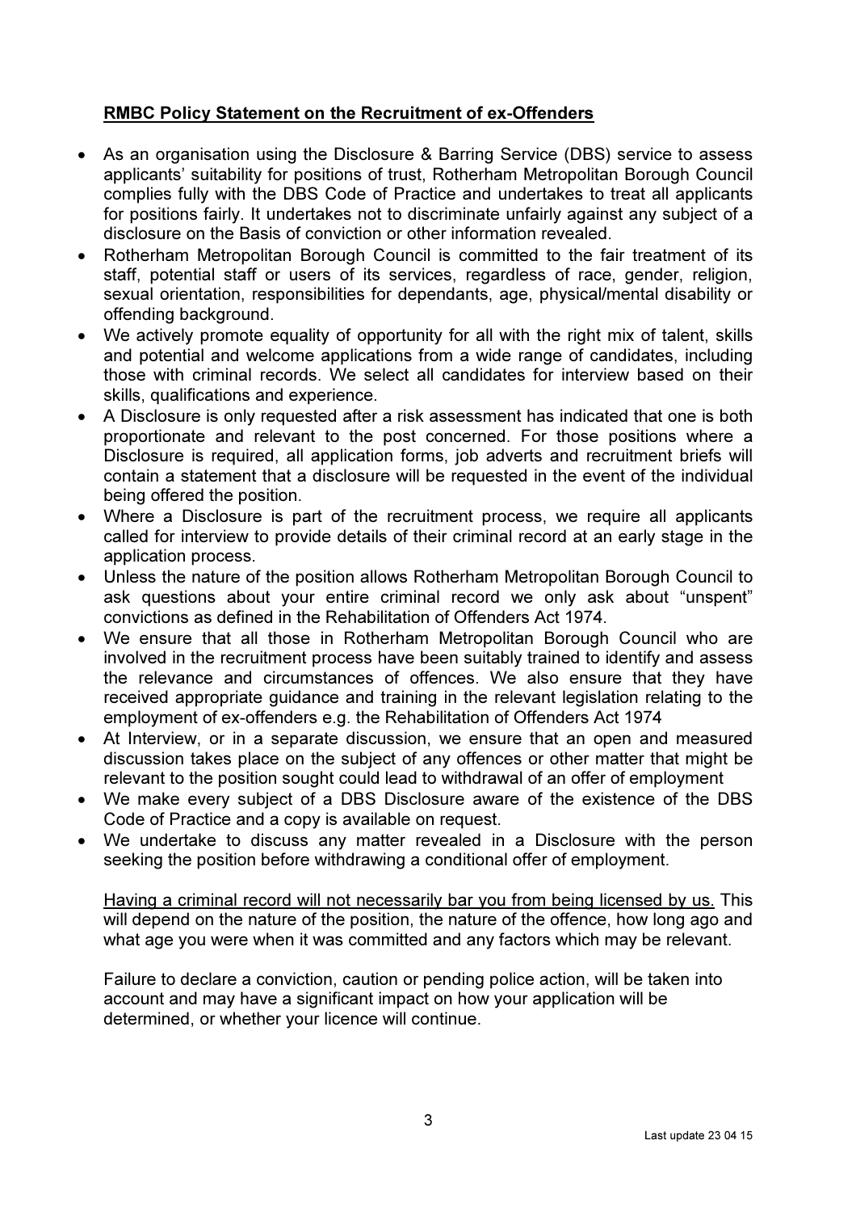**<u>RMBC Policy Statement on the Recruitment of ex-Offenders</u>**

- As an organisation using the Disclosure & Barring Service (DBS) service to assess applicants' suitability for positions of trust, Rotherham Metropolitan Borough Council complies fully with the DBS Code of Practice and undertakes to treat all applicants for positions fairly. It undertakes not to discriminate unfairly against any subject of a disclosure on the Basis of conviction or other information revealed.
- Rotherham Metropolitan Borough Council is committed to the fair treatment of its staff, potential staff or users of its services, regardless of race, gender, religion, sexual orientation, responsibilities for dependants, age, physical/mental disability or offending background.
- We actively promote equality of opportunity for all with the right mix of talent, skills and potential and welcome applications from a wide range of candidates, including those with criminal records. We select all candidates for interview based on their skills, qualifications and experience.
- A Disclosure is only requested after a risk assessment has indicated that one is both proportionate and relevant to the post concerned. For those positions where a Disclosure is required, all application forms, job adverts and recruitment briefs will contain a statement that a disclosure will be requested in the event of the individual being offered the position.
- Where a Disclosure is part of the recruitment process, we require all applicants called for interview to provide details of their criminal record at an early stage in the application process.
- Unless the nature of the position allows Rotherham Metropolitan Borough Council to ask questions about your entire criminal record we only ask about "unspent" convictions as defined in the Rehabilitation of Offenders Act 1974.
- We ensure that all those in Rotherham Metropolitan Borough Council who are involved in the recruitment process have been suitably trained to identify and assess the relevance and circumstances of offences. We also ensure that they have received appropriate guidance and training in the relevant legislation relating to the employment of ex-offenders e.g. the Rehabilitation of Offenders Act 1974
- At Interview, or in a separate discussion, we ensure that an open and measured discussion takes place on the subject of any offences or other matter that might be relevant to the position sought could lead to withdrawal of an offer of employment
- We make every subject of a DBS Disclosure aware of the existence of the DBS Code of Practice and a copy is available on request.
- We undertake to discuss any matter revealed in a Disclosure with the person seeking the position before withdrawing a conditional offer of employment.

<u>Having a criminal record will not necessarily bar you from being licensed by us.</u> This will depend on the nature of the position, the nature of the offence, how long ago and what age you were when it was committed and any factors which may be relevant.

Failure to declare a conviction, caution or pending police action, will be taken into account and may have a significant impact on how your application will be determined, or whether your licence will continue.

Last update 23 04 15